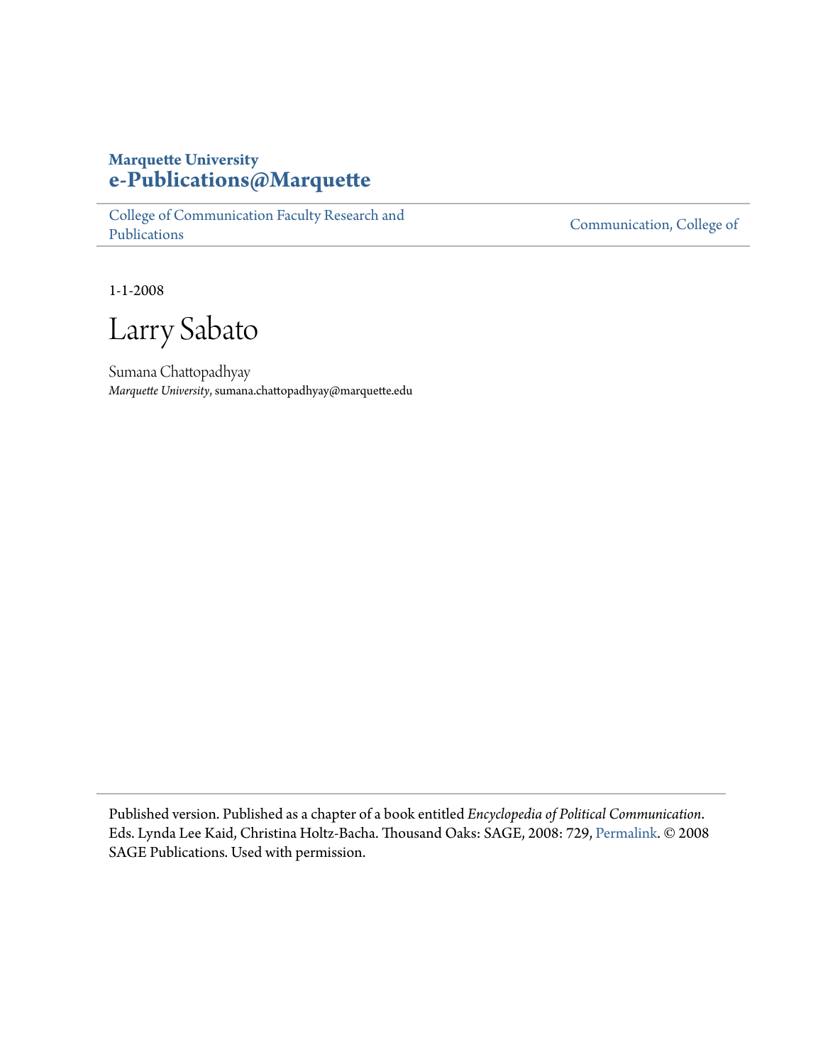Marquette University
**e-Publications@Marquette**

College of Communication Faculty Research and Publications | Communication, College of

1-1-2008

# Larry Sabato

Sumana Chattopadhyay
*Marquette University*, sumana.chattopadhyay@marquette.edu

Published version. Published as a chapter of a book entitled *Encyclopedia of Political Communication*. Eds. Lynda Lee Kaid, Christina Holtz-Bacha. Thousand Oaks: SAGE, 2008: 729, Permalink. © 2008 SAGE Publications. Used with permission.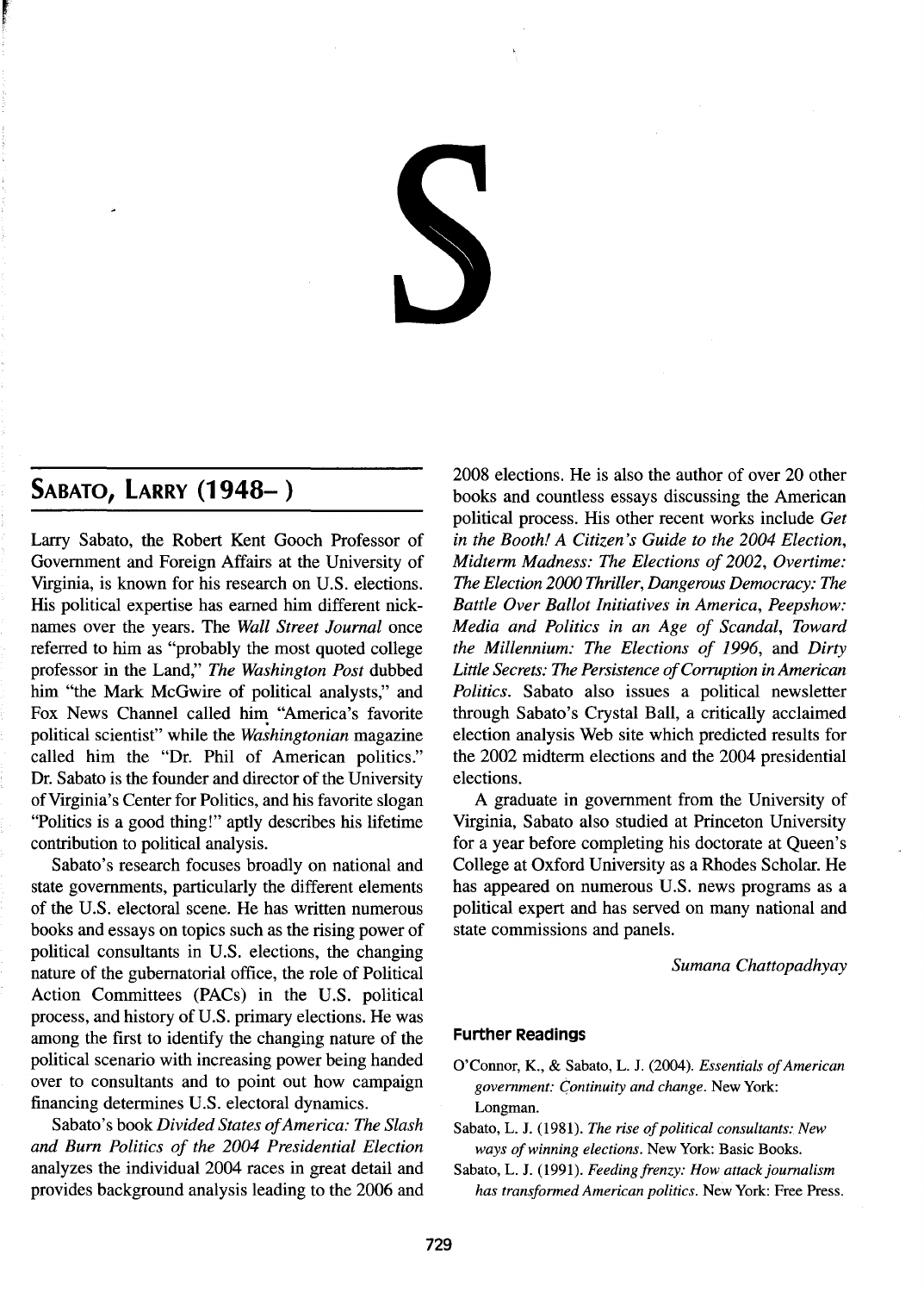# S

## Sabato, Larry (1948– )

Larry Sabato, the Robert Kent Gooch Professor of Government and Foreign Affairs at the University of Virginia, is known for his research on U.S. elections. His political expertise has earned him different nicknames over the years. The *Wall Street Journal* once referred to him as "probably the most quoted college professor in the Land," *The Washington Post* dubbed him "the Mark McGwire of political analysts," and Fox News Channel called him "America's favorite political scientist" while the *Washingtonian* magazine called him the "Dr. Phil of American politics." Dr. Sabato is the founder and director of the University of Virginia's Center for Politics, and his favorite slogan "Politics is a good thing!" aptly describes his lifetime contribution to political analysis.

Sabato's research focuses broadly on national and state governments, particularly the different elements of the U.S. electoral scene. He has written numerous books and essays on topics such as the rising power of political consultants in U.S. elections, the changing nature of the gubernatorial office, the role of Political Action Committees (PACs) in the U.S. political process, and history of U.S. primary elections. He was among the first to identify the changing nature of the political scenario with increasing power being handed over to consultants and to point out how campaign financing determines U.S. electoral dynamics.

Sabato's book *Divided States of America: The Slash and Burn Politics of the 2004 Presidential Election* analyzes the individual 2004 races in great detail and provides background analysis leading to the 2006 and 2008 elections. He is also the author of over 20 other books and countless essays discussing the American political process. His other recent works include *Get in the Booth! A Citizen's Guide to the 2004 Election*, *Midterm Madness: The Elections of 2002*, *Overtime: The Election 2000 Thriller*, *Dangerous Democracy: The Battle Over Ballot Initiatives in America*, *Peepshow: Media and Politics in an Age of Scandal*, *Toward the Millennium: The Elections of 1996*, and *Dirty Little Secrets: The Persistence of Corruption in American Politics*. Sabato also issues a political newsletter through Sabato's Crystal Ball, a critically acclaimed election analysis Web site which predicted results for the 2002 midterm elections and the 2004 presidential elections.

A graduate in government from the University of Virginia, Sabato also studied at Princeton University for a year before completing his doctorate at Queen's College at Oxford University as a Rhodes Scholar. He has appeared on numerous U.S. news programs as a political expert and has served on many national and state commissions and panels.

*Sumana Chattopadhyay*

### Further Readings

O'Connor, K., & Sabato, L. J. (2004). *Essentials of American government: Continuity and change*. New York: Longman.

Sabato, L. J. (1981). *The rise of political consultants: New ways of winning elections*. New York: Basic Books.

Sabato, L. J. (1991). *Feeding frenzy: How attack journalism has transformed American politics*. New York: Free Press.